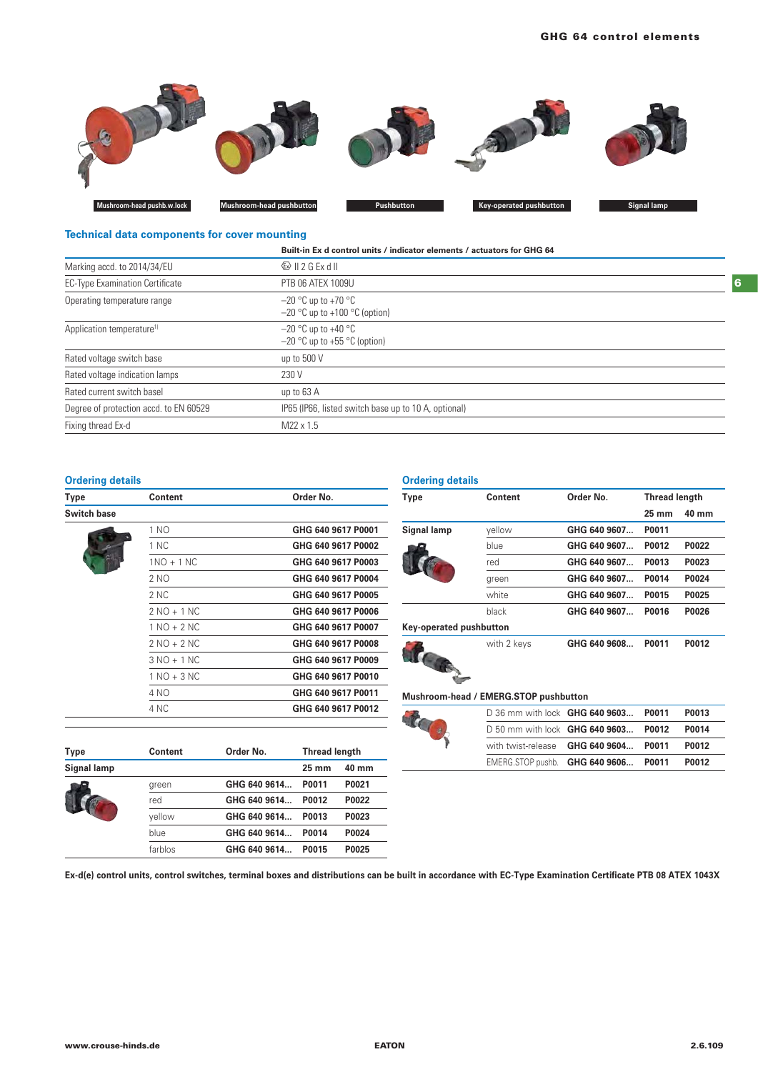Mushroom-head pushb.w.lock | Mushroom-head pushbutton | Pushbutton | Key-operated pushbutton | Signal lamp

## Technical data components for cover mounting

| | Built-in Ex d control units / indicator elements / actuators for GHG 64 |
|---|---|
| Marking accd. to 2014/34/EU | Ⓔx II 2 G Ex d II |
| EC-Type Examination Certificate | PTB 06 ATEX 1009U |
| Operating temperature range | –20 °C up to +70 °C<br>–20 °C up to +100 °C (option) |
| Application temperature[1] | –20 °C up to +40 °C<br>–20 °C up to +55 °C (option) |
| Rated voltage switch base | up to 500 V |
| Rated voltage indication lamps | 230 V |
| Rated current switch basel | up to 63 A |
| Degree of protection accd. to EN 60529 | IP65 (IP66, listed switch base up to 10 A, optional) |
| Fixing thread Ex-d | M22 x 1.5 |

### Ordering details

| Type | Content | Order No. |
|---|---|---|
| **Switch base** | | |
| | 1 NO | GHG 640 9617 P0001 |
| | 1 NC | GHG 640 9617 P0002 |
| | 1NO + 1 NC | GHG 640 9617 P0003 |
| | 2 NO | GHG 640 9617 P0004 |
| | 2 NC | GHG 640 9617 P0005 |
| | 2 NO + 1 NC | GHG 640 9617 P0006 |
| | 1 NO + 2 NC | GHG 640 9617 P0007 |
| | 2 NO + 2 NC | GHG 640 9617 P0008 |
| | 3 NO + 1 NC | GHG 640 9617 P0009 |
| | 1 NO + 3 NC | GHG 640 9617 P0010 |
| | 4 NO | GHG 640 9617 P0011 |
| | 4 NC | GHG 640 9617 P0012 |

| Type | Content | Order No. | Thread length | |
|---|---|---|---|---|
| | | | 25 mm | 40 mm |
| **Signal lamp** | | | | |
| | green | GHG 640 9614... | P0011 | P0021 |
| | red | GHG 640 9614... | P0012 | P0022 |
| | yellow | GHG 640 9614... | P0013 | P0023 |
| | blue | GHG 640 9614... | P0014 | P0024 |
| | farblos | GHG 640 9614... | P0015 | P0025 |

### Ordering details

| Type | Content | Order No. | Thread length | |
|---|---|---|---|---|
| | | | 25 mm | 40 mm |
| **Signal lamp** | yellow | GHG 640 9607... | P0011 | |
| | blue | GHG 640 9607... | P0012 | P0022 |
| | red | GHG 640 9607... | P0013 | P0023 |
| | green | GHG 640 9607... | P0014 | P0024 |
| | white | GHG 640 9607... | P0015 | P0025 |
| | black | GHG 640 9607... | P0016 | P0026 |
| **Key-operated pushbutton** | | | | |
| | with 2 keys | GHG 640 9608... | P0011 | P0012 |
| **Mushroom-head / EMERG.STOP pushbutton** | | | | |
| | D 36 mm with lock | GHG 640 9603... | P0011 | P0013 |
| | D 50 mm with lock | GHG 640 9603... | P0012 | P0014 |
| | with twist-release | GHG 640 9604... | P0011 | P0012 |
| | EMERG.STOP pushb. | GHG 640 9606... | P0011 | P0012 |

**Ex-d(e) control units, control switches, terminal boxes and distributions can be built in accordance with EC-Type Examination Certificate PTB 08 ATEX 1043X**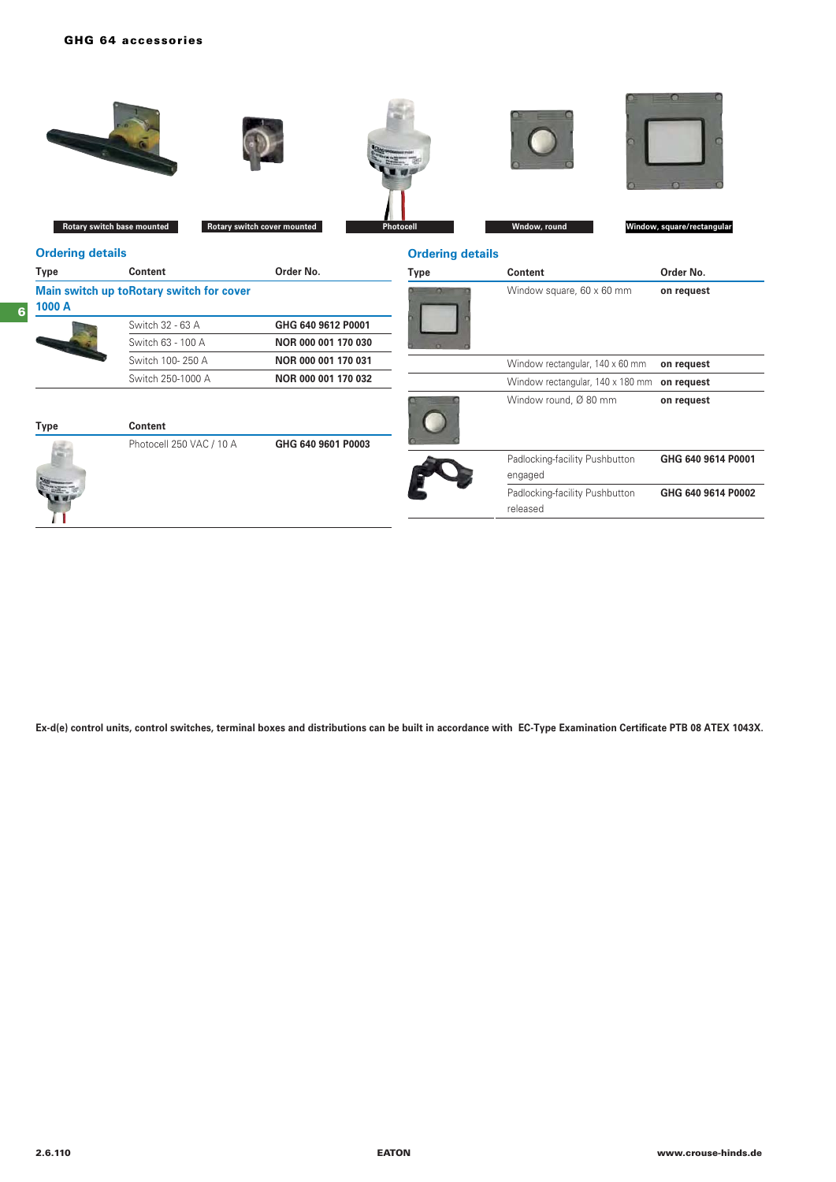## GHG 64 accessories

Rotary switch base mounted

Rotary switch cover mounted

Photocell

Wndow, round

Window, square/rectangular

### Ordering details

| Type | Content | Order No. |
|---|---|---|
| **Main switch up toRotary switch for cover 1000 A** | | |
| | Switch 32 - 63 A | **GHG 640 9612 P0001** |
| | Switch 63 - 100 A | **NOR 000 001 170 030** |
| | Switch 100- 250 A | **NOR 000 001 170 031** |
| | Switch 250-1000 A | **NOR 000 001 170 032** |

| Type | Content | |
|---|---|---|
| | Photocell 250 VAC / 10 A | **GHG 640 9601 P0003** |

### Ordering details

| Type | Content | Order No. |
|---|---|---|
| | Window square, 60 x 60 mm | **on request** |
| | Window rectangular, 140 x 60 mm | **on request** |
| | Window rectangular, 140 x 180 mm | **on request** |
| | Window round, Ø 80 mm | **on request** |
| | Padlocking-facility Pushbutton engaged | **GHG 640 9614 P0001** |
| | Padlocking-facility Pushbutton released | **GHG 640 9614 P0002** |

**Ex-d(e) control units, control switches, terminal boxes and distributions can be built in accordance with EC-Type Examination Certificate PTB 08 ATEX 1043X.**